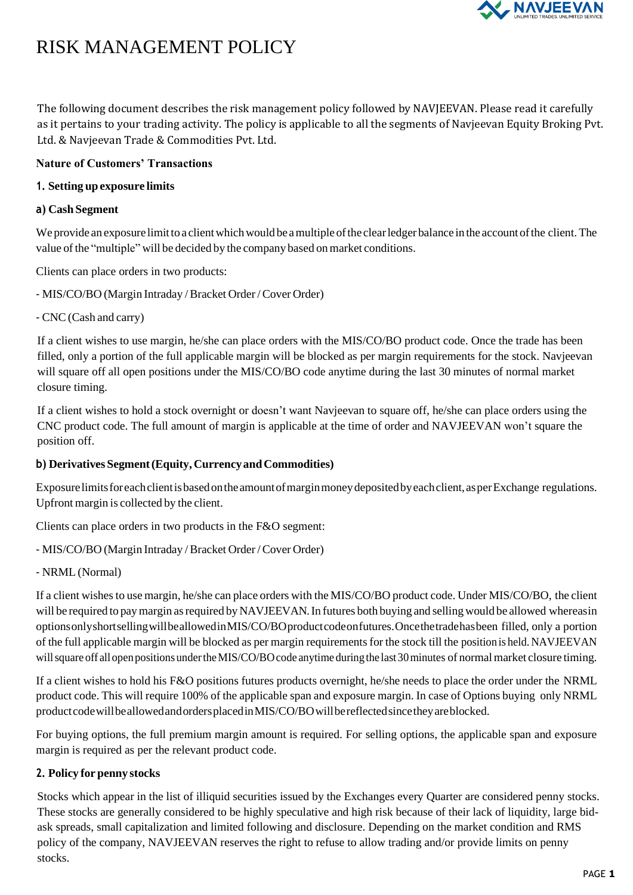# RISK MANAGEMENT POLICY

The following document describes the risk management policy followed by NAVJEEVAN. Please read it carefully as it pertains to your trading activity. The policy is applicable to all the segments of Navjeevan Equity Broking Pvt. Ltd. & Navjeevan Trade & Commodities Pvt. Ltd.

**Nature of Customers' Transactions**

**1. Setting up exposure limits**

**a) Cash Segment**

We provide an exposure limit to a client which would be a multiple of the clear ledger balance in the account of the client. The value of the "multiple" will be decided by the company based on market conditions.

Clients can place orders in two products:

- MIS/CO/BO (Margin Intraday / Bracket Order / Cover Order)

- CNC (Cash and carry)

If a client wishes to use margin, he/she can place orders with the MIS/CO/BO product code. Once the trade has been filled, only a portion of the full applicable margin will be blocked as per margin requirements for the stock. Navjeevan will square off all open positions under the MIS/CO/BO code anytime during the last 30 minutes of normal market closure timing.

If a client wishes to hold a stock overnight or doesn't want Navjeevan to square off, he/she can place orders using the CNC product code. The full amount of margin is applicable at the time of order and NAVJEEVAN won't square the position off.

**b) Derivatives Segment (Equity, Currency and Commodities)**

Exposure limits for each client is based on the amount of margin money deposited by each client, as per Exchange regulations. Upfront margin is collected by the client.

Clients can place orders in two products in the F&O segment:

- MIS/CO/BO (Margin Intraday / Bracket Order / Cover Order)

- NRML (Normal)

If a client wishes to use margin, he/she can place orders with the MIS/CO/BO product code. Under MIS/CO/BO, the client will be required to pay margin as required by NAVJEEVAN. In futures both buying and selling would be allowed whereas in options only short selling will be allowed in MIS/CO/BO product code on futures. Once the trade has been filled, only a portion of the full applicable margin will be blocked as per margin requirements for the stock till the position is held. NAVJEEVAN will square off all open positions under the MIS/CO/BO code anytime during the last 30 minutes of normal market closure timing.

If a client wishes to hold his F&O positions futures products overnight, he/she needs to place the order under the NRML product code. This will require 100% of the applicable span and exposure margin. In case of Options buying only NRML product code will be allowed and orders placed in MIS/CO/BO will be reflected since they are blocked.

For buying options, the full premium margin amount is required. For selling options, the applicable span and exposure margin is required as per the relevant product code.

**2. Policy for penny stocks**

Stocks which appear in the list of illiquid securities issued by the Exchanges every Quarter are considered penny stocks. These stocks are generally considered to be highly speculative and high risk because of their lack of liquidity, large bid-ask spreads, small capitalization and limited following and disclosure. Depending on the market condition and RMS policy of the company, NAVJEEVAN reserves the right to refuse to allow trading and/or provide limits on penny stocks.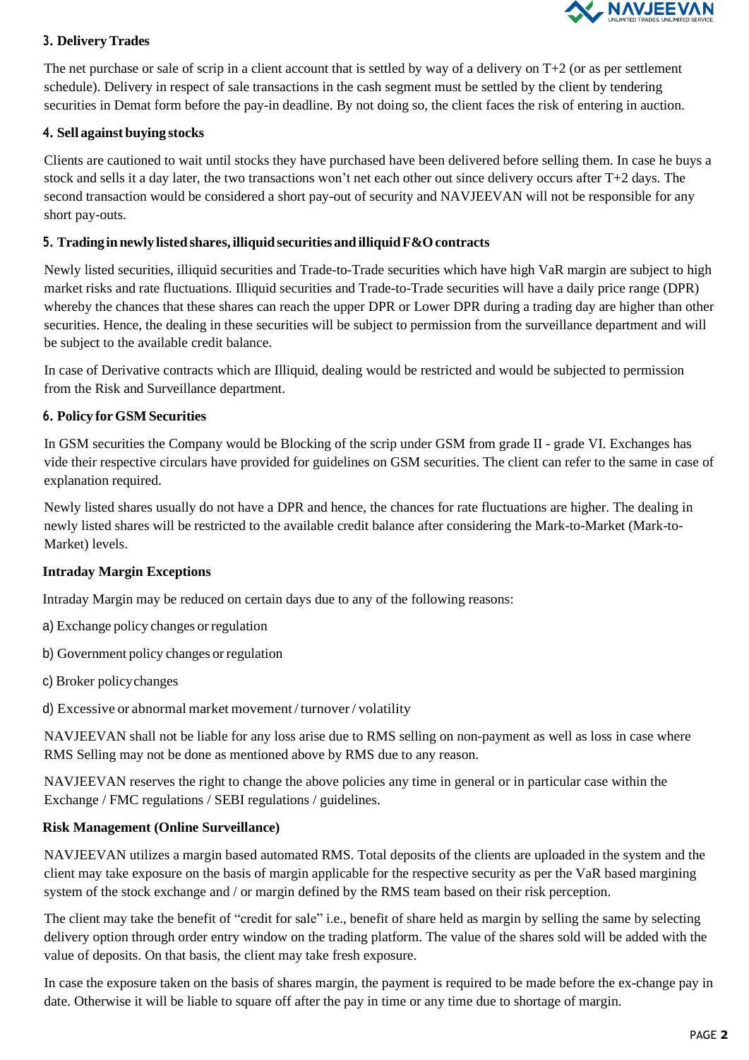### 3. Delivery Trades

The net purchase or sale of scrip in a client account that is settled by way of a delivery on T+2 (or as per settlement schedule). Delivery in respect of sale transactions in the cash segment must be settled by the client by tendering securities in Demat form before the pay-in deadline. By not doing so, the client faces the risk of entering in auction.

### 4. Sell against buying stocks

Clients are cautioned to wait until stocks they have purchased have been delivered before selling them. In case he buys a stock and sells it a day later, the two transactions won't net each other out since delivery occurs after T+2 days. The second transaction would be considered a short pay-out of security and NAVJEEVAN will not be responsible for any short pay-outs.

### 5. Trading in newly listed shares, illiquid securities and illiquid F&O contracts

Newly listed securities, illiquid securities and Trade-to-Trade securities which have high VaR margin are subject to high market risks and rate fluctuations. Illiquid securities and Trade-to-Trade securities will have a daily price range (DPR) whereby the chances that these shares can reach the upper DPR or Lower DPR during a trading day are higher than other securities. Hence, the dealing in these securities will be subject to permission from the surveillance department and will be subject to the available credit balance.

In case of Derivative contracts which are Illiquid, dealing would be restricted and would be subjected to permission from the Risk and Surveillance department.

### 6. Policy for GSM Securities

In GSM securities the Company would be Blocking of the scrip under GSM from grade II - grade VI. Exchanges has vide their respective circulars have provided for guidelines on GSM securities. The client can refer to the same in case of explanation required.

Newly listed shares usually do not have a DPR and hence, the chances for rate fluctuations are higher. The dealing in newly listed shares will be restricted to the available credit balance after considering the Mark-to-Market (Mark-to-Market) levels.

### Intraday Margin Exceptions

Intraday Margin may be reduced on certain days due to any of the following reasons:

a) Exchange policy changes or regulation

b) Government policy changes or regulation

c) Broker policy changes

d) Excessive or abnormal market movement / turnover / volatility

NAVJEEVAN shall not be liable for any loss arise due to RMS selling on non-payment as well as loss in case where RMS Selling may not be done as mentioned above by RMS due to any reason.

NAVJEEVAN reserves the right to change the above policies any time in general or in particular case within the Exchange / FMC regulations / SEBI regulations / guidelines.

### Risk Management (Online Surveillance)

NAVJEEVAN utilizes a margin based automated RMS. Total deposits of the clients are uploaded in the system and the client may take exposure on the basis of margin applicable for the respective security as per the VaR based margining system of the stock exchange and / or margin defined by the RMS team based on their risk perception.

The client may take the benefit of "credit for sale" i.e., benefit of share held as margin by selling the same by selecting delivery option through order entry window on the trading platform. The value of the shares sold will be added with the value of deposits. On that basis, the client may take fresh exposure.

In case the exposure taken on the basis of shares margin, the payment is required to be made before the ex-change pay in date. Otherwise it will be liable to square off after the pay in time or any time due to shortage of margin.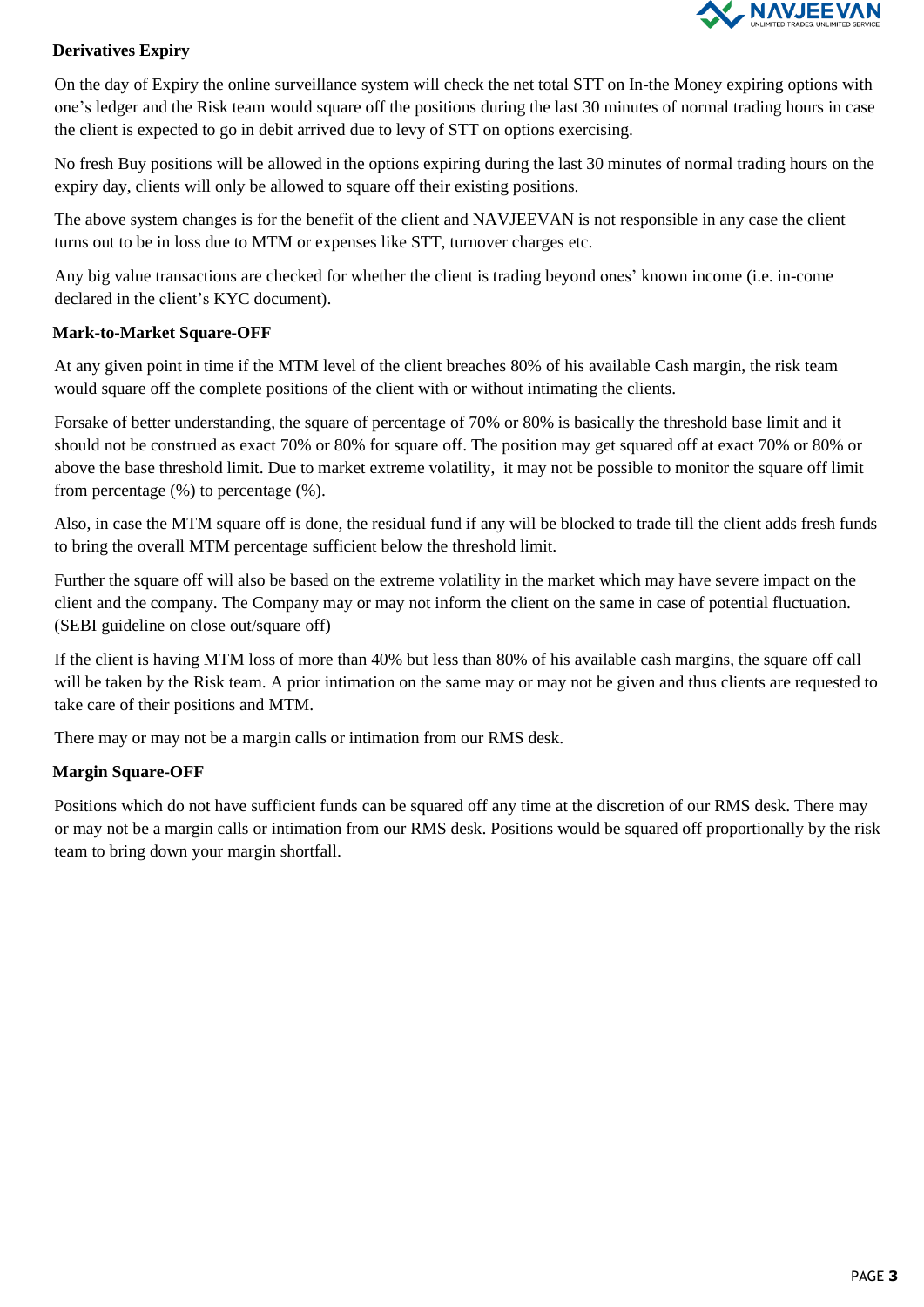## Derivatives Expiry

On the day of Expiry the online surveillance system will check the net total STT on In-the Money expiring options with one's ledger and the Risk team would square off the positions during the last 30 minutes of normal trading hours in case the client is expected to go in debit arrived due to levy of STT on options exercising.

No fresh Buy positions will be allowed in the options expiring during the last 30 minutes of normal trading hours on the expiry day, clients will only be allowed to square off their existing positions.

The above system changes is for the benefit of the client and NAVJEEVAN is not responsible in any case the client turns out to be in loss due to MTM or expenses like STT, turnover charges etc.

Any big value transactions are checked for whether the client is trading beyond ones' known income (i.e. in-come declared in the client's KYC document).

## Mark-to-Market Square-OFF

At any given point in time if the MTM level of the client breaches 80% of his available Cash margin, the risk team would square off the complete positions of the client with or without intimating the clients.

Forsake of better understanding, the square of percentage of 70% or 80% is basically the threshold base limit and it should not be construed as exact 70% or 80% for square off. The position may get squared off at exact 70% or 80% or above the base threshold limit. Due to market extreme volatility, it may not be possible to monitor the square off limit from percentage (%) to percentage (%).

Also, in case the MTM square off is done, the residual fund if any will be blocked to trade till the client adds fresh funds to bring the overall MTM percentage sufficient below the threshold limit.

Further the square off will also be based on the extreme volatility in the market which may have severe impact on the client and the company. The Company may or may not inform the client on the same in case of potential fluctuation. (SEBI guideline on close out/square off)

If the client is having MTM loss of more than 40% but less than 80% of his available cash margins, the square off call will be taken by the Risk team. A prior intimation on the same may or may not be given and thus clients are requested to take care of their positions and MTM.

There may or may not be a margin calls or intimation from our RMS desk.

## Margin Square-OFF

Positions which do not have sufficient funds can be squared off any time at the discretion of our RMS desk. There may or may not be a margin calls or intimation from our RMS desk. Positions would be squared off proportionally by the risk team to bring down your margin shortfall.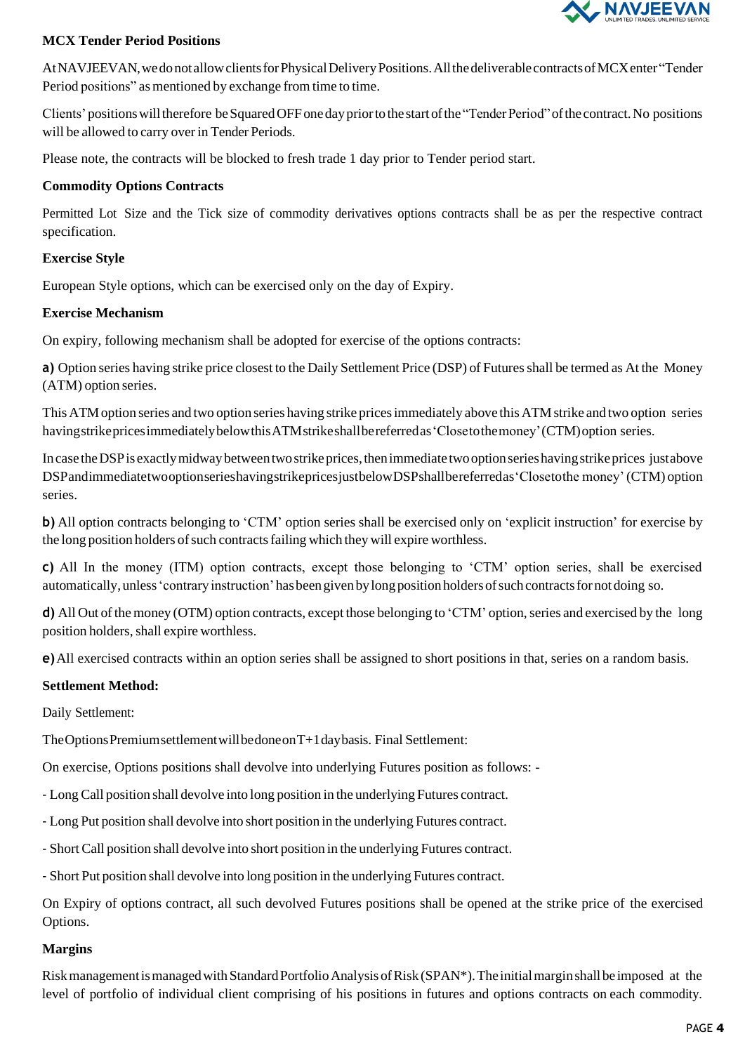**MCX Tender Period Positions**

At NAVJEEVAN, we do not allow clients for Physical Delivery Positions. All the deliverable contracts of MCX enter "Tender Period positions" as mentioned by exchange from time to time.

Clients' positions will therefore be Squared OFF one day prior to the start of the "Tender Period" of the contract. No positions will be allowed to carry over in Tender Periods.

Please note, the contracts will be blocked to fresh trade 1 day prior to Tender period start.

**Commodity Options Contracts**

Permitted Lot Size and the Tick size of commodity derivatives options contracts shall be as per the respective contract specification.

**Exercise Style**

European Style options, which can be exercised only on the day of Expiry.

**Exercise Mechanism**

On expiry, following mechanism shall be adopted for exercise of the options contracts:

**a)** Option series having strike price closest to the Daily Settlement Price (DSP) of Futures shall be termed as At the Money (ATM) option series.

This ATM option series and two option series having strike prices immediately above this ATM strike and two option series having strike prices immediately below this ATM strike shall be referred as 'Close to the money' (CTM) option series.

In case the DSP is exactly midway between two strike prices, then immediate two option series having strike prices just above DSP and immediate two option series having strike prices just below DSP shall be referred as 'Close to the money' (CTM) option series.

**b)** All option contracts belonging to 'CTM' option series shall be exercised only on 'explicit instruction' for exercise by the long position holders of such contracts failing which they will expire worthless.

**c)** All In the money (ITM) option contracts, except those belonging to 'CTM' option series, shall be exercised automatically, unless 'contrary instruction' has been given by long position holders of such contracts for not doing so.

**d)** All Out of the money (OTM) option contracts, except those belonging to 'CTM' option, series and exercised by the long position holders, shall expire worthless.

**e)** All exercised contracts within an option series shall be assigned to short positions in that, series on a random basis.

**Settlement Method:**

Daily Settlement:

The Options Premium settlement will be done on T+1 day basis. Final Settlement:

On exercise, Options positions shall devolve into underlying Futures position as follows: -

- Long Call position shall devolve into long position in the underlying Futures contract.

- Long Put position shall devolve into short position in the underlying Futures contract.

- Short Call position shall devolve into short position in the underlying Futures contract.

- Short Put position shall devolve into long position in the underlying Futures contract.

On Expiry of options contract, all such devolved Futures positions shall be opened at the strike price of the exercised Options.

**Margins**

Risk management is managed with Standard Portfolio Analysis of Risk (SPAN*). The initial margin shall be imposed at the level of portfolio of individual client comprising of his positions in futures and options contracts on each commodity.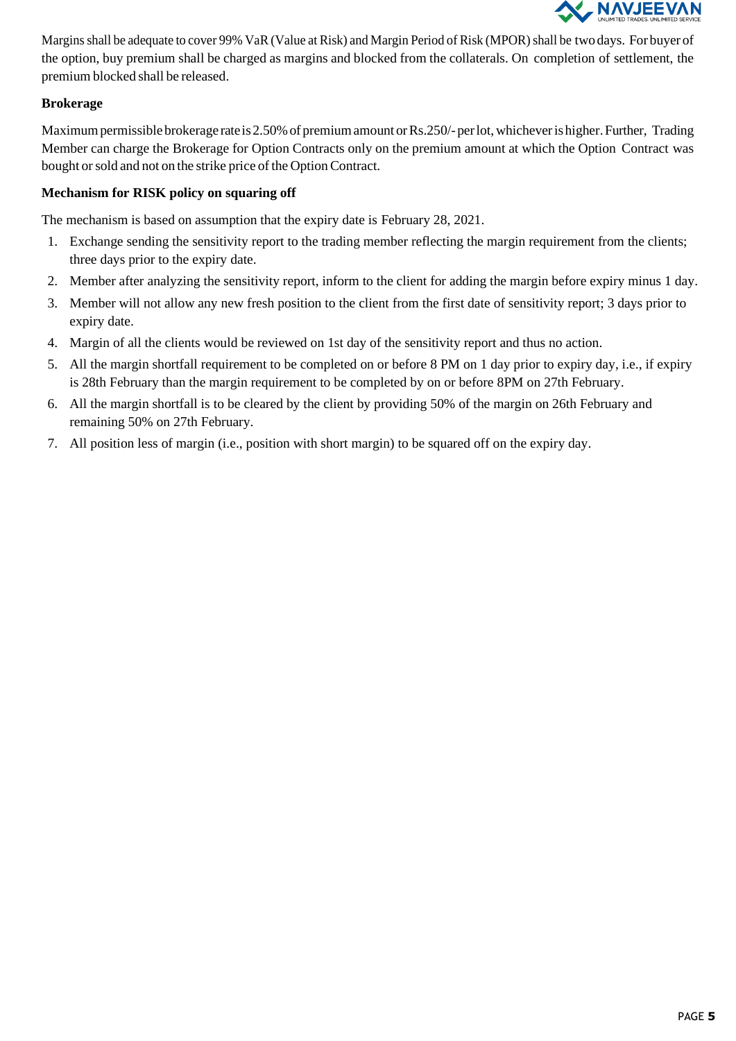Margins shall be adequate to cover 99% VaR (Value at Risk) and Margin Period of Risk (MPOR) shall be two days. For buyer of the option, buy premium shall be charged as margins and blocked from the collaterals. On completion of settlement, the premium blocked shall be released.

**Brokerage**

Maximum permissible brokerage rate is 2.50% of premium amount or Rs.250/- per lot, whichever is higher. Further, Trading Member can charge the Brokerage for Option Contracts only on the premium amount at which the Option Contract was bought or sold and not on the strike price of the Option Contract.

**Mechanism for RISK policy on squaring off**

The mechanism is based on assumption that the expiry date is February 28, 2021.

1. Exchange sending the sensitivity report to the trading member reflecting the margin requirement from the clients; three days prior to the expiry date.
2. Member after analyzing the sensitivity report, inform to the client for adding the margin before expiry minus 1 day.
3. Member will not allow any new fresh position to the client from the first date of sensitivity report; 3 days prior to expiry date.
4. Margin of all the clients would be reviewed on 1st day of the sensitivity report and thus no action.
5. All the margin shortfall requirement to be completed on or before 8 PM on 1 day prior to expiry day, i.e., if expiry is 28th February than the margin requirement to be completed by on or before 8PM on 27th February.
6. All the margin shortfall is to be cleared by the client by providing 50% of the margin on 26th February and remaining 50% on 27th February.
7. All position less of margin (i.e., position with short margin) to be squared off on the expiry day.